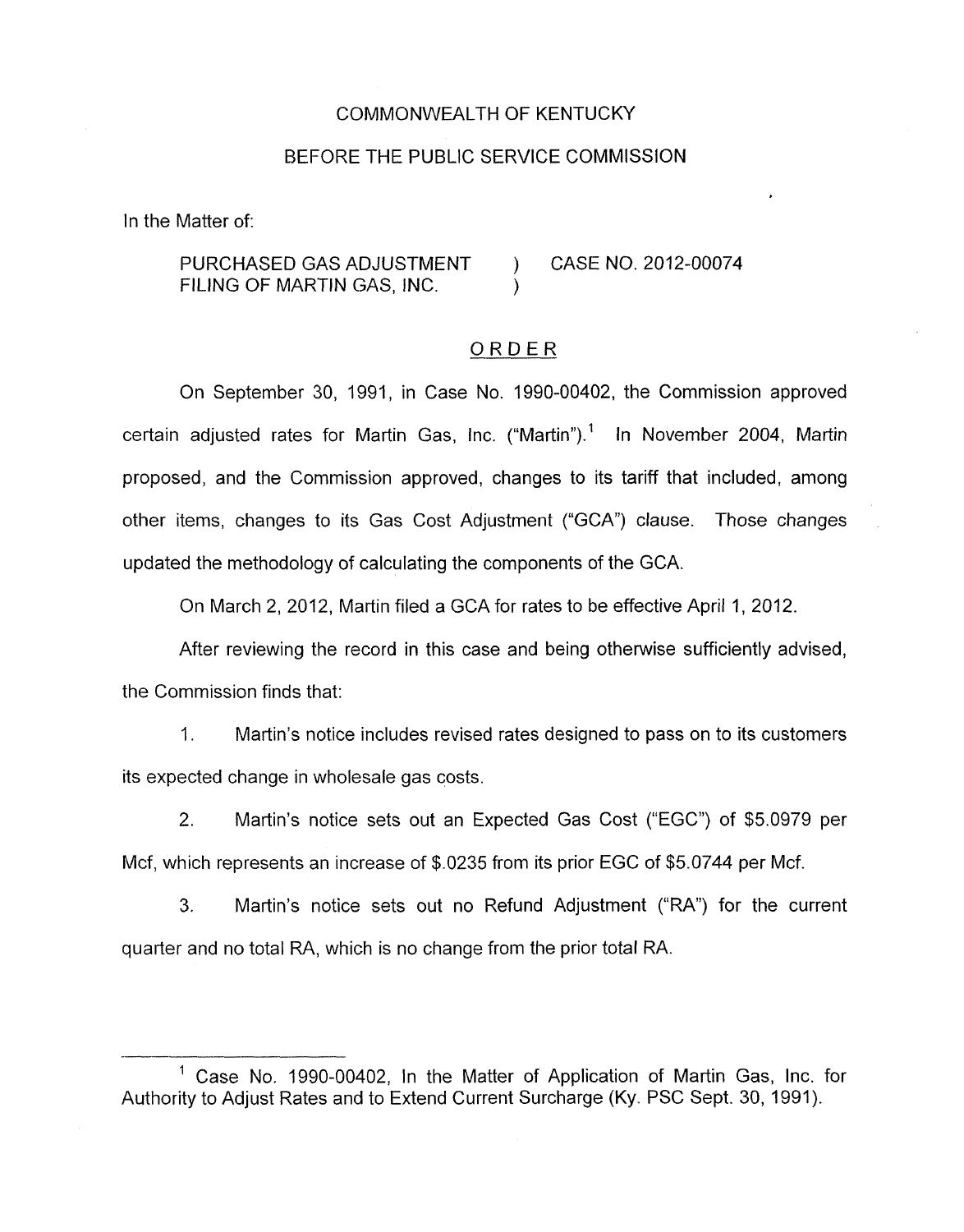COMMONWEALTH OF KENTUCKY

BEFORE THE PUBLIC SERVICE COMMISSION

In the Matter of:

PURCHASED GAS ADJUSTMENT FILING OF MARTIN GAS, INC. ) CASE NO. 2012-00074

# ORDER

On September 30, 1991, in Case No. 1990-00402, the Commission approved certain adjusted rates for Martin Gas, Inc. ("Martin").[1] In November 2004, Martin proposed, and the Commission approved, changes to its tariff that included, among other items, changes to its Gas Cost Adjustment ("GCA") clause. Those changes updated the methodology of calculating the components of the GCA.

On March 2, 2012, Martin filed a GCA for rates to be effective April 1, 2012.

After reviewing the record in this case and being otherwise sufficiently advised, the Commission finds that:

1. Martin's notice includes revised rates designed to pass on to its customers its expected change in wholesale gas costs.

2. Martin's notice sets out an Expected Gas Cost ("EGC") of $5.0979 per Mcf, which represents an increase of $.0235 from its prior EGC of $5.0744 per Mcf.

3. Martin's notice sets out no Refund Adjustment ("RA") for the current quarter and no total RA, which is no change from the prior total RA.

---

[1] Case No. 1990-00402, In the Matter of Application of Martin Gas, Inc. for Authority to Adjust Rates and to Extend Current Surcharge (Ky. PSC Sept. 30, 1991).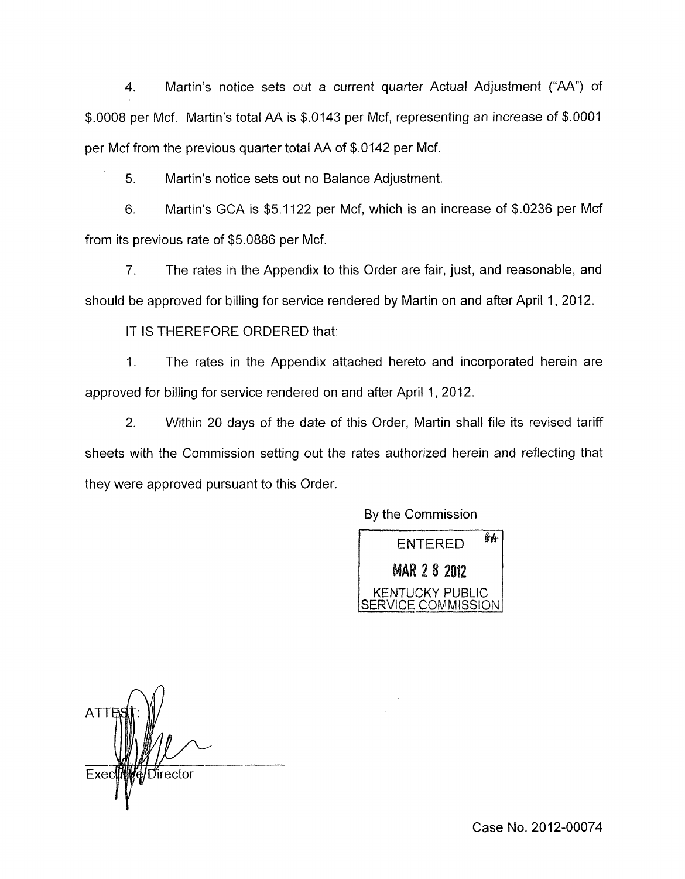4. Martin's notice sets out a current quarter Actual Adjustment ("AA") of $.0008 per Mcf. Martin's total AA is $.0143 per Mcf, representing an increase of $.0001 per Mcf from the previous quarter total AA of $.0142 per Mcf.

5. Martin's notice sets out no Balance Adjustment.

6. Martin's GCA is $5.1122 per Mcf, which is an increase of $.0236 per Mcf from its previous rate of $5.0886 per Mcf.

7. The rates in the Appendix to this Order are fair, just, and reasonable, and should be approved for billing for service rendered by Martin on and after April 1, 2012.

IT IS THEREFORE ORDERED that:

1. The rates in the Appendix attached hereto and incorporated herein are approved for billing for service rendered on and after April 1, 2012.

2. Within 20 days of the date of this Order, Martin shall file its revised tariff sheets with the Commission setting out the rates authorized herein and reflecting that they were approved pursuant to this Order.

By the Commission

ENTERED
MAR 28 2012
KENTUCKY PUBLIC SERVICE COMMISSION

ATTEST:

Executive Director

Case No. 2012-00074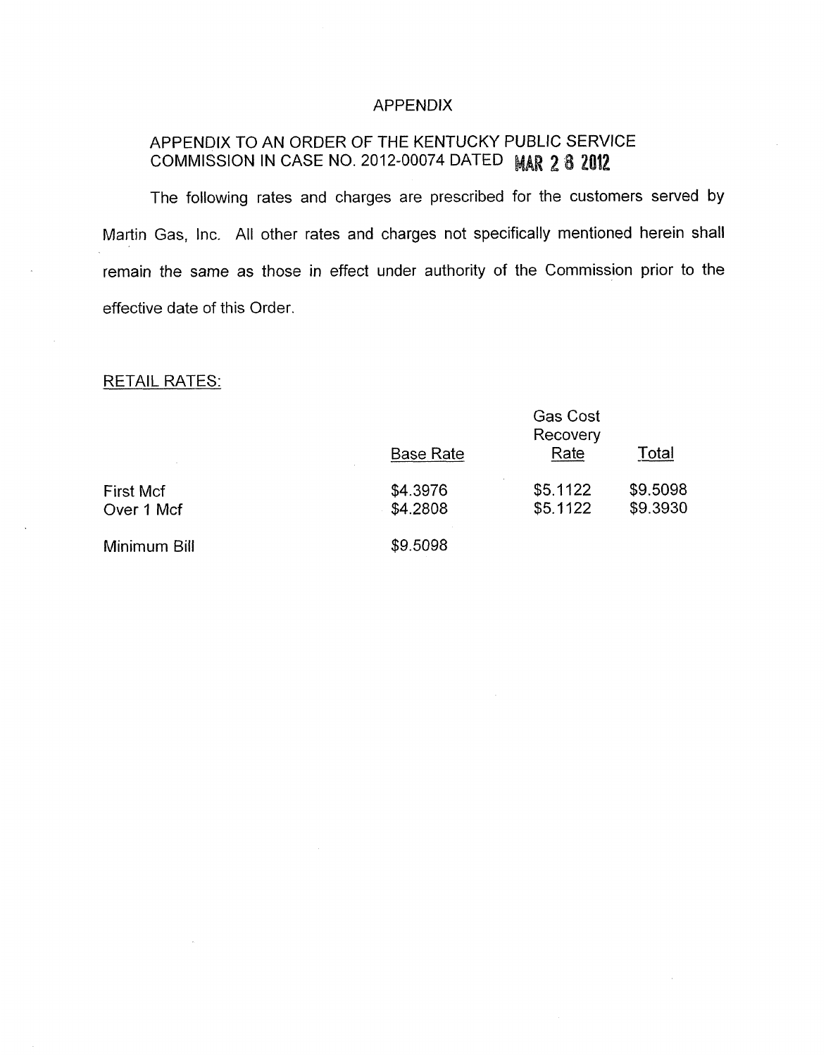# APPENDIX

## APPENDIX TO AN ORDER OF THE KENTUCKY PUBLIC SERVICE COMMISSION IN CASE NO. 2012-00074 DATED MAR 28 2012

The following rates and charges are prescribed for the customers served by Martin Gas, Inc. All other rates and charges not specifically mentioned herein shall remain the same as those in effect under authority of the Commission prior to the effective date of this Order.

RETAIL RATES:

| | Base Rate | Gas Cost Recovery Rate | Total |
|---|---|---|---|
| First Mcf | $4.3976 | $5.1122 | $9.5098 |
| Over 1 Mcf | $4.2808 | $5.1122 | $9.3930 |
| Minimum Bill | $9.5098 | | |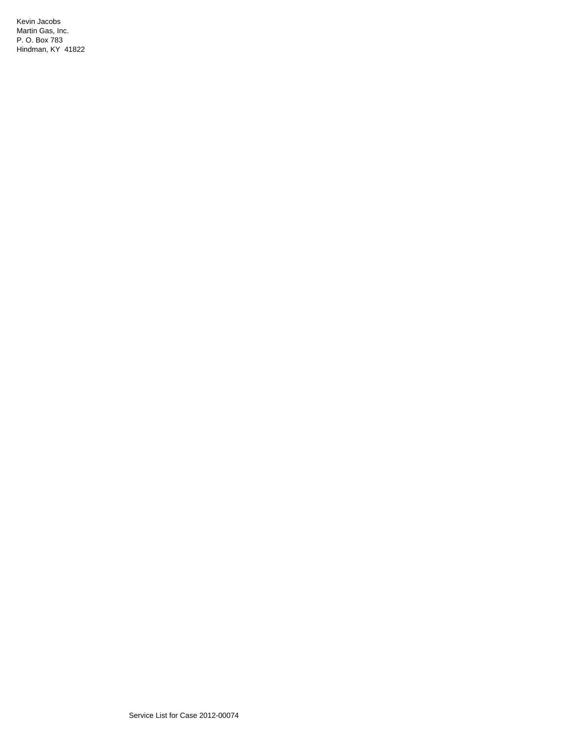Kevin Jacobs
Martin Gas, Inc.
P. O. Box 783
Hindman, KY  41822